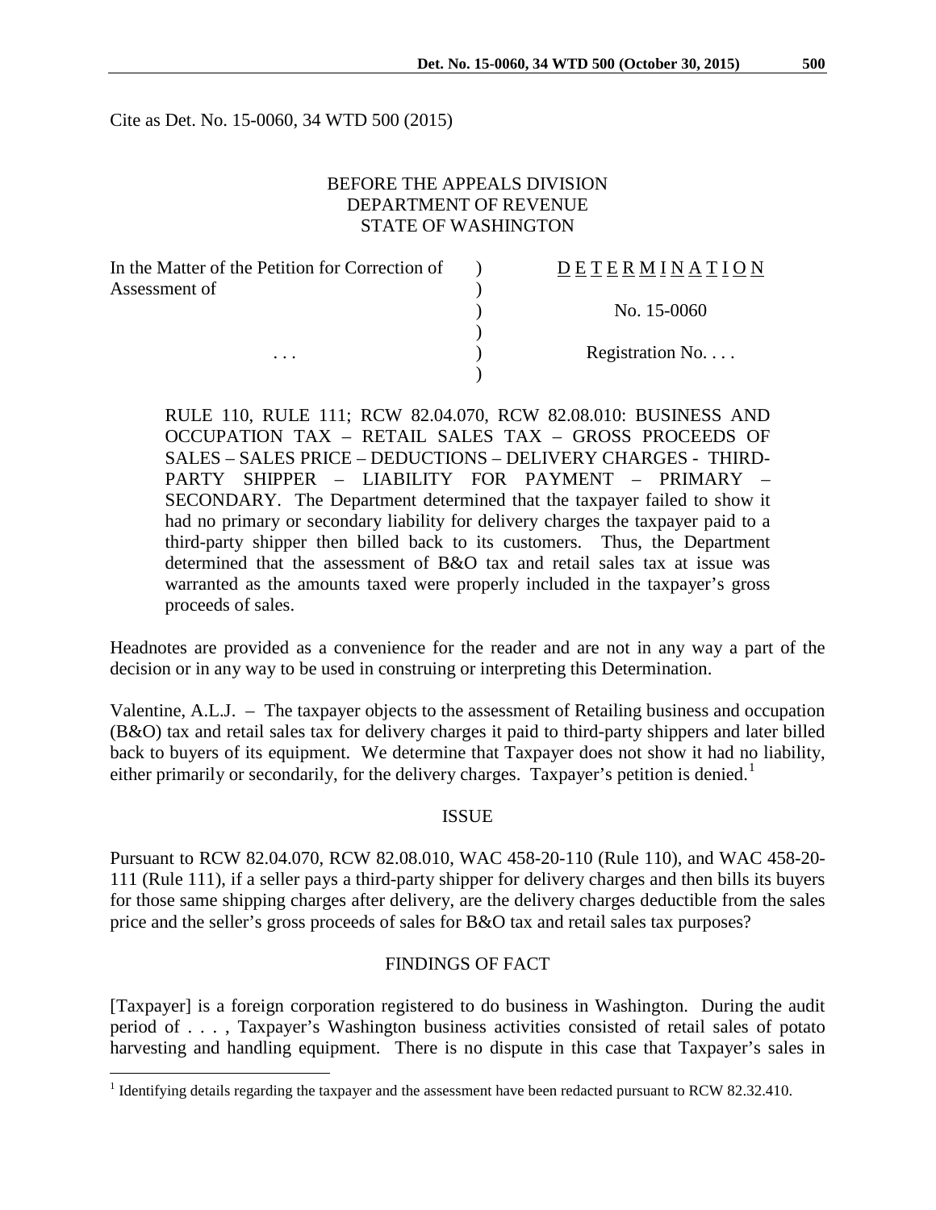Cite as Det. No. 15-0060, 34 WTD 500 (2015)

BEFORE THE APPEALS DIVISION
DEPARTMENT OF REVENUE
STATE OF WASHINGTON

| | | |
|---|---|---|
| In the Matter of the Petition for Correction of Assessment of | ) | D E T E R M I N A T I O N |
| | ) | No. 15-0060 |
| . . . | ) | Registration No. . . . |

RULE 110, RULE 111; RCW 82.04.070, RCW 82.08.010: BUSINESS AND OCCUPATION TAX – RETAIL SALES TAX – GROSS PROCEEDS OF SALES – SALES PRICE – DEDUCTIONS – DELIVERY CHARGES - THIRD-PARTY SHIPPER – LIABILITY FOR PAYMENT – PRIMARY – SECONDARY. The Department determined that the taxpayer failed to show it had no primary or secondary liability for delivery charges the taxpayer paid to a third-party shipper then billed back to its customers. Thus, the Department determined that the assessment of B&O tax and retail sales tax at issue was warranted as the amounts taxed were properly included in the taxpayer's gross proceeds of sales.

Headnotes are provided as a convenience for the reader and are not in any way a part of the decision or in any way to be used in construing or interpreting this Determination.

Valentine, A.L.J. – The taxpayer objects to the assessment of Retailing business and occupation (B&O) tax and retail sales tax for delivery charges it paid to third-party shippers and later billed back to buyers of its equipment. We determine that Taxpayer does not show it had no liability, either primarily or secondarily, for the delivery charges. Taxpayer's petition is denied.[1]

## ISSUE

Pursuant to RCW 82.04.070, RCW 82.08.010, WAC 458-20-110 (Rule 110), and WAC 458-20-111 (Rule 111), if a seller pays a third-party shipper for delivery charges and then bills its buyers for those same shipping charges after delivery, are the delivery charges deductible from the sales price and the seller's gross proceeds of sales for B&O tax and retail sales tax purposes?

## FINDINGS OF FACT

[Taxpayer] is a foreign corporation registered to do business in Washington. During the audit period of . . . , Taxpayer's Washington business activities consisted of retail sales of potato harvesting and handling equipment. There is no dispute in this case that Taxpayer's sales in

[1] Identifying details regarding the taxpayer and the assessment have been redacted pursuant to RCW 82.32.410.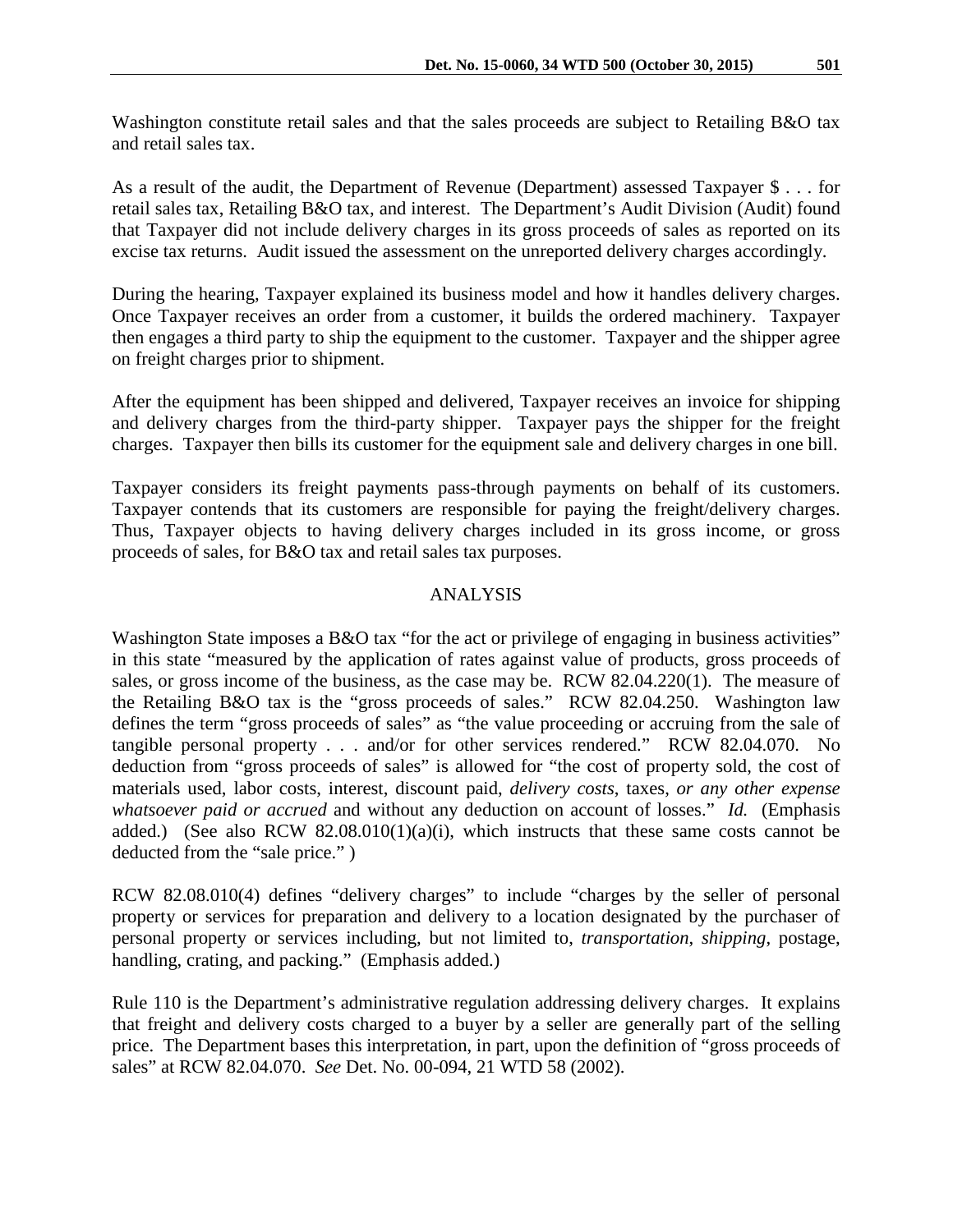Washington constitute retail sales and that the sales proceeds are subject to Retailing B&O tax and retail sales tax.

As a result of the audit, the Department of Revenue (Department) assessed Taxpayer $ . . . for retail sales tax, Retailing B&O tax, and interest. The Department's Audit Division (Audit) found that Taxpayer did not include delivery charges in its gross proceeds of sales as reported on its excise tax returns. Audit issued the assessment on the unreported delivery charges accordingly.

During the hearing, Taxpayer explained its business model and how it handles delivery charges. Once Taxpayer receives an order from a customer, it builds the ordered machinery. Taxpayer then engages a third party to ship the equipment to the customer. Taxpayer and the shipper agree on freight charges prior to shipment.

After the equipment has been shipped and delivered, Taxpayer receives an invoice for shipping and delivery charges from the third-party shipper. Taxpayer pays the shipper for the freight charges. Taxpayer then bills its customer for the equipment sale and delivery charges in one bill.

Taxpayer considers its freight payments pass-through payments on behalf of its customers. Taxpayer contends that its customers are responsible for paying the freight/delivery charges. Thus, Taxpayer objects to having delivery charges included in its gross income, or gross proceeds of sales, for B&O tax and retail sales tax purposes.

## ANALYSIS

Washington State imposes a B&O tax "for the act or privilege of engaging in business activities" in this state "measured by the application of rates against value of products, gross proceeds of sales, or gross income of the business, as the case may be. RCW 82.04.220(1). The measure of the Retailing B&O tax is the "gross proceeds of sales." RCW 82.04.250. Washington law defines the term "gross proceeds of sales" as "the value proceeding or accruing from the sale of tangible personal property . . . and/or for other services rendered." RCW 82.04.070. No deduction from "gross proceeds of sales" is allowed for "the cost of property sold, the cost of materials used, labor costs, interest, discount paid, *delivery costs*, taxes, *or any other expense whatsoever paid or accrued* and without any deduction on account of losses." *Id.* (Emphasis added.) (See also RCW 82.08.010(1)(a)(i), which instructs that these same costs cannot be deducted from the "sale price." )

RCW 82.08.010(4) defines "delivery charges" to include "charges by the seller of personal property or services for preparation and delivery to a location designated by the purchaser of personal property or services including, but not limited to, *transportation*, *shipping*, postage, handling, crating, and packing." (Emphasis added.)

Rule 110 is the Department's administrative regulation addressing delivery charges. It explains that freight and delivery costs charged to a buyer by a seller are generally part of the selling price. The Department bases this interpretation, in part, upon the definition of "gross proceeds of sales" at RCW 82.04.070. *See* Det. No. 00-094, 21 WTD 58 (2002).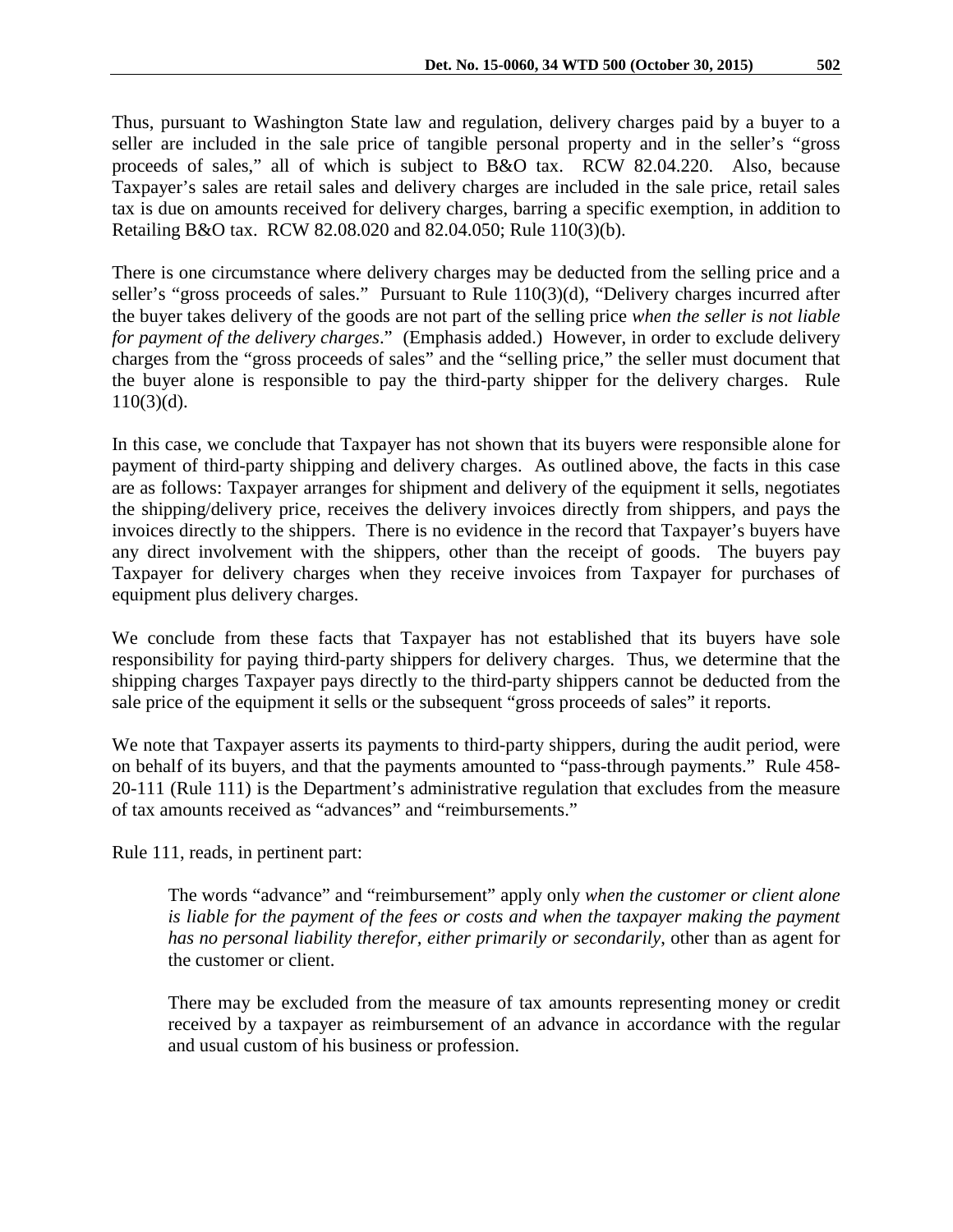Thus, pursuant to Washington State law and regulation, delivery charges paid by a buyer to a seller are included in the sale price of tangible personal property and in the seller's "gross proceeds of sales," all of which is subject to B&O tax. RCW 82.04.220. Also, because Taxpayer's sales are retail sales and delivery charges are included in the sale price, retail sales tax is due on amounts received for delivery charges, barring a specific exemption, in addition to Retailing B&O tax. RCW 82.08.020 and 82.04.050; Rule 110(3)(b).

There is one circumstance where delivery charges may be deducted from the selling price and a seller's "gross proceeds of sales." Pursuant to Rule 110(3)(d), "Delivery charges incurred after the buyer takes delivery of the goods are not part of the selling price *when the seller is not liable for payment of the delivery charges*." (Emphasis added.) However, in order to exclude delivery charges from the "gross proceeds of sales" and the "selling price," the seller must document that the buyer alone is responsible to pay the third-party shipper for the delivery charges. Rule 110(3)(d).

In this case, we conclude that Taxpayer has not shown that its buyers were responsible alone for payment of third-party shipping and delivery charges. As outlined above, the facts in this case are as follows: Taxpayer arranges for shipment and delivery of the equipment it sells, negotiates the shipping/delivery price, receives the delivery invoices directly from shippers, and pays the invoices directly to the shippers. There is no evidence in the record that Taxpayer's buyers have any direct involvement with the shippers, other than the receipt of goods. The buyers pay Taxpayer for delivery charges when they receive invoices from Taxpayer for purchases of equipment plus delivery charges.

We conclude from these facts that Taxpayer has not established that its buyers have sole responsibility for paying third-party shippers for delivery charges. Thus, we determine that the shipping charges Taxpayer pays directly to the third-party shippers cannot be deducted from the sale price of the equipment it sells or the subsequent "gross proceeds of sales" it reports.

We note that Taxpayer asserts its payments to third-party shippers, during the audit period, were on behalf of its buyers, and that the payments amounted to "pass-through payments." Rule 458-20-111 (Rule 111) is the Department's administrative regulation that excludes from the measure of tax amounts received as "advances" and "reimbursements."

Rule 111, reads, in pertinent part:

> The words "advance" and "reimbursement" apply only *when the customer or client alone is liable for the payment of the fees or costs and when the taxpayer making the payment has no personal liability therefor, either primarily or secondarily*, other than as agent for the customer or client.
>
> There may be excluded from the measure of tax amounts representing money or credit received by a taxpayer as reimbursement of an advance in accordance with the regular and usual custom of his business or profession.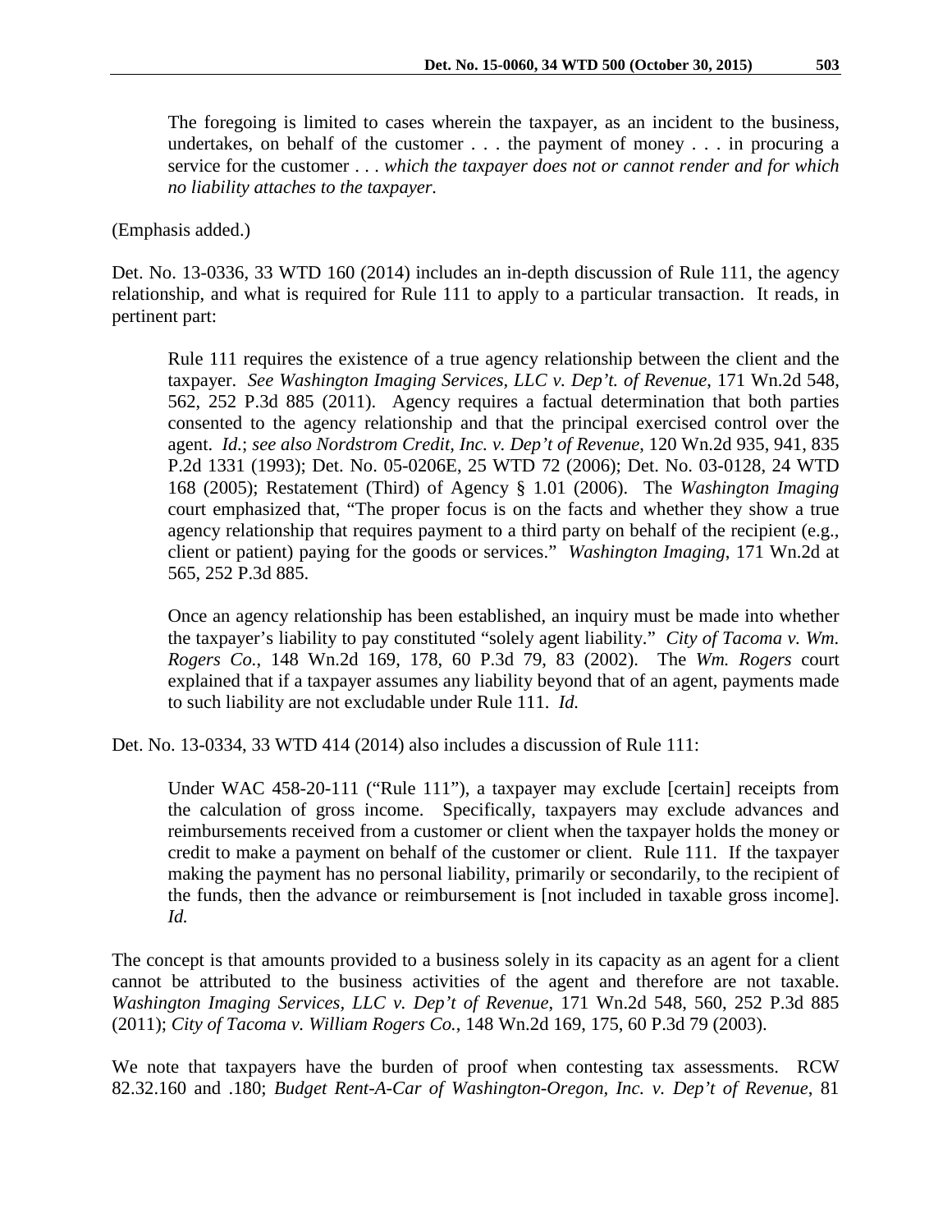> The foregoing is limited to cases wherein the taxpayer, as an incident to the business, undertakes, on behalf of the customer . . . the payment of money . . . in procuring a service for the customer . . . *which the taxpayer does not or cannot render and for which no liability attaches to the taxpayer.*

(Emphasis added.)

Det. No. 13-0336, 33 WTD 160 (2014) includes an in-depth discussion of Rule 111, the agency relationship, and what is required for Rule 111 to apply to a particular transaction. It reads, in pertinent part:

> Rule 111 requires the existence of a true agency relationship between the client and the taxpayer. *See Washington Imaging Services, LLC v. Dep't. of Revenue*, 171 Wn.2d 548, 562, 252 P.3d 885 (2011). Agency requires a factual determination that both parties consented to the agency relationship and that the principal exercised control over the agent. *Id.*; *see also Nordstrom Credit, Inc. v. Dep't of Revenue*, 120 Wn.2d 935, 941, 835 P.2d 1331 (1993); Det. No. 05-0206E, 25 WTD 72 (2006); Det. No. 03-0128, 24 WTD 168 (2005); Restatement (Third) of Agency § 1.01 (2006). The *Washington Imaging* court emphasized that, "The proper focus is on the facts and whether they show a true agency relationship that requires payment to a third party on behalf of the recipient (e.g., client or patient) paying for the goods or services." *Washington Imaging*, 171 Wn.2d at 565, 252 P.3d 885.
>
> Once an agency relationship has been established, an inquiry must be made into whether the taxpayer's liability to pay constituted "solely agent liability." *City of Tacoma v. Wm. Rogers Co.*, 148 Wn.2d 169, 178, 60 P.3d 79, 83 (2002). The *Wm. Rogers* court explained that if a taxpayer assumes any liability beyond that of an agent, payments made to such liability are not excludable under Rule 111. *Id.*

Det. No. 13-0334, 33 WTD 414 (2014) also includes a discussion of Rule 111:

> Under WAC 458-20-111 ("Rule 111"), a taxpayer may exclude [certain] receipts from the calculation of gross income. Specifically, taxpayers may exclude advances and reimbursements received from a customer or client when the taxpayer holds the money or credit to make a payment on behalf of the customer or client. Rule 111. If the taxpayer making the payment has no personal liability, primarily or secondarily, to the recipient of the funds, then the advance or reimbursement is [not included in taxable gross income]. *Id.*

The concept is that amounts provided to a business solely in its capacity as an agent for a client cannot be attributed to the business activities of the agent and therefore are not taxable. *Washington Imaging Services, LLC v. Dep't of Revenue*, 171 Wn.2d 548, 560, 252 P.3d 885 (2011); *City of Tacoma v. William Rogers Co.*, 148 Wn.2d 169, 175, 60 P.3d 79 (2003).

We note that taxpayers have the burden of proof when contesting tax assessments. RCW 82.32.160 and .180; *Budget Rent-A-Car of Washington-Oregon, Inc. v. Dep't of Revenue*, 81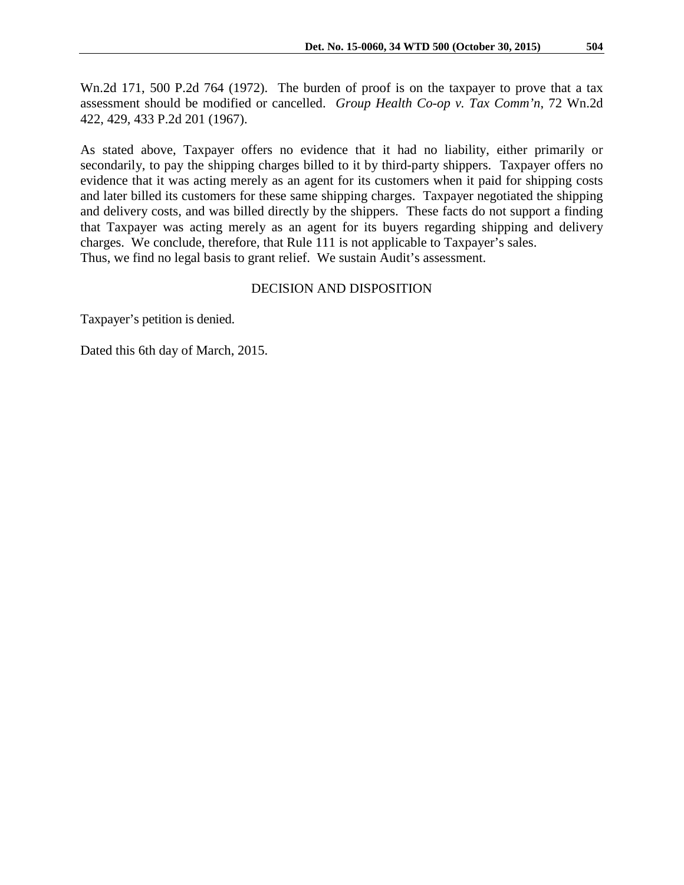Wn.2d 171, 500 P.2d 764 (1972). The burden of proof is on the taxpayer to prove that a tax assessment should be modified or cancelled. *Group Health Co-op v. Tax Comm'n*, 72 Wn.2d 422, 429, 433 P.2d 201 (1967).

As stated above, Taxpayer offers no evidence that it had no liability, either primarily or secondarily, to pay the shipping charges billed to it by third-party shippers. Taxpayer offers no evidence that it was acting merely as an agent for its customers when it paid for shipping costs and later billed its customers for these same shipping charges. Taxpayer negotiated the shipping and delivery costs, and was billed directly by the shippers. These facts do not support a finding that Taxpayer was acting merely as an agent for its buyers regarding shipping and delivery charges. We conclude, therefore, that Rule 111 is not applicable to Taxpayer's sales.
Thus, we find no legal basis to grant relief. We sustain Audit's assessment.

## DECISION AND DISPOSITION

Taxpayer's petition is denied.

Dated this 6th day of March, 2015.